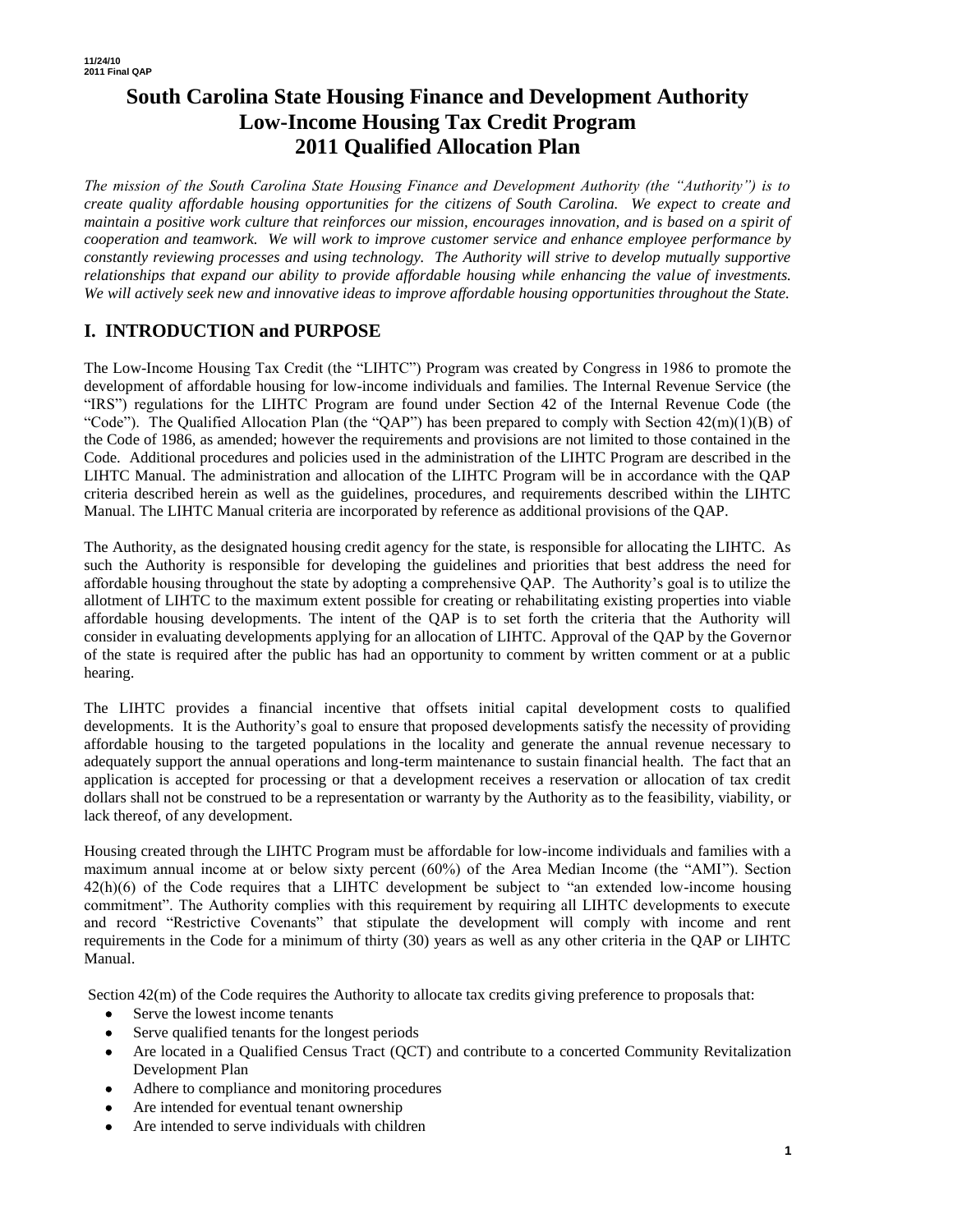11/24/10
2011 Final QAP

# South Carolina State Housing Finance and Development Authority Low-Income Housing Tax Credit Program 2011 Qualified Allocation Plan

*The mission of the South Carolina State Housing Finance and Development Authority (the "Authority") is to create quality affordable housing opportunities for the citizens of South Carolina. We expect to create and maintain a positive work culture that reinforces our mission, encourages innovation, and is based on a spirit of cooperation and teamwork. We will work to improve customer service and enhance employee performance by constantly reviewing processes and using technology. The Authority will strive to develop mutually supportive relationships that expand our ability to provide affordable housing while enhancing the value of investments. We will actively seek new and innovative ideas to improve affordable housing opportunities throughout the State.*

## I. INTRODUCTION and PURPOSE

The Low-Income Housing Tax Credit (the "LIHTC") Program was created by Congress in 1986 to promote the development of affordable housing for low-income individuals and families. The Internal Revenue Service (the "IRS") regulations for the LIHTC Program are found under Section 42 of the Internal Revenue Code (the "Code"). The Qualified Allocation Plan (the "QAP") has been prepared to comply with Section 42(m)(1)(B) of the Code of 1986, as amended; however the requirements and provisions are not limited to those contained in the Code. Additional procedures and policies used in the administration of the LIHTC Program are described in the LIHTC Manual. The administration and allocation of the LIHTC Program will be in accordance with the QAP criteria described herein as well as the guidelines, procedures, and requirements described within the LIHTC Manual. The LIHTC Manual criteria are incorporated by reference as additional provisions of the QAP.

The Authority, as the designated housing credit agency for the state, is responsible for allocating the LIHTC. As such the Authority is responsible for developing the guidelines and priorities that best address the need for affordable housing throughout the state by adopting a comprehensive QAP. The Authority's goal is to utilize the allotment of LIHTC to the maximum extent possible for creating or rehabilitating existing properties into viable affordable housing developments. The intent of the QAP is to set forth the criteria that the Authority will consider in evaluating developments applying for an allocation of LIHTC. Approval of the QAP by the Governor of the state is required after the public has had an opportunity to comment by written comment or at a public hearing.

The LIHTC provides a financial incentive that offsets initial capital development costs to qualified developments. It is the Authority's goal to ensure that proposed developments satisfy the necessity of providing affordable housing to the targeted populations in the locality and generate the annual revenue necessary to adequately support the annual operations and long-term maintenance to sustain financial health. The fact that an application is accepted for processing or that a development receives a reservation or allocation of tax credit dollars shall not be construed to be a representation or warranty by the Authority as to the feasibility, viability, or lack thereof, of any development.

Housing created through the LIHTC Program must be affordable for low-income individuals and families with a maximum annual income at or below sixty percent (60%) of the Area Median Income (the "AMI"). Section 42(h)(6) of the Code requires that a LIHTC development be subject to "an extended low-income housing commitment". The Authority complies with this requirement by requiring all LIHTC developments to execute and record "Restrictive Covenants" that stipulate the development will comply with income and rent requirements in the Code for a minimum of thirty (30) years as well as any other criteria in the QAP or LIHTC Manual.

Section 42(m) of the Code requires the Authority to allocate tax credits giving preference to proposals that:

- Serve the lowest income tenants
- Serve qualified tenants for the longest periods
- Are located in a Qualified Census Tract (QCT) and contribute to a concerted Community Revitalization Development Plan
- Adhere to compliance and monitoring procedures
- Are intended for eventual tenant ownership
- Are intended to serve individuals with children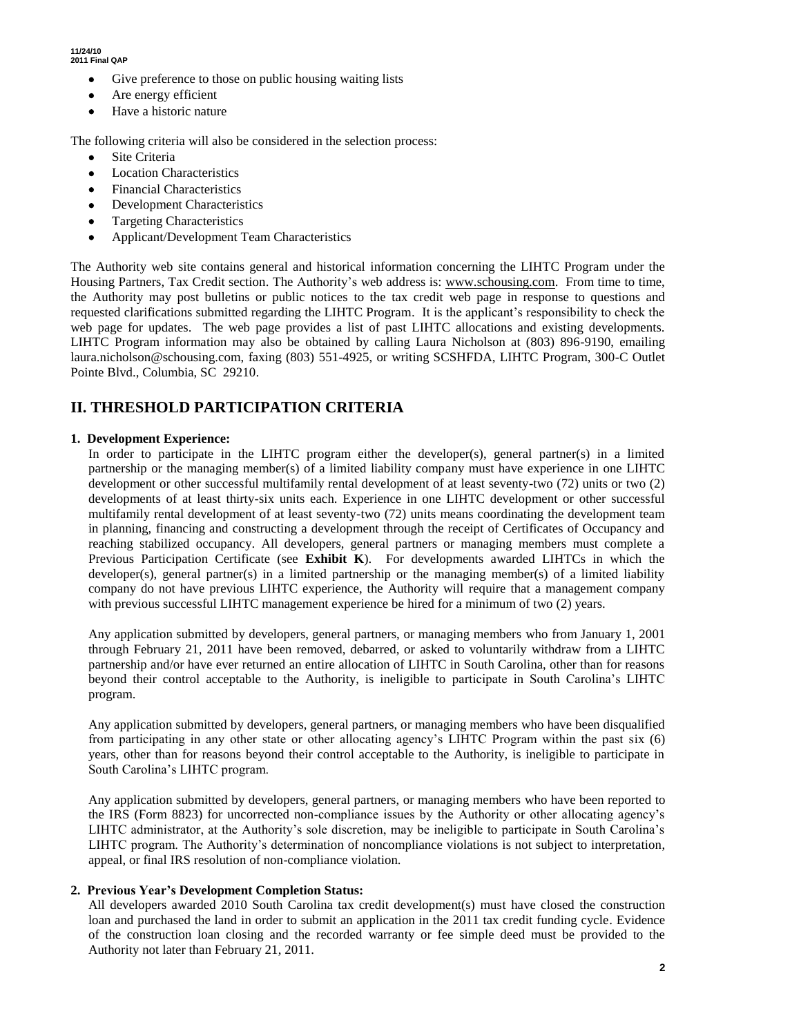- Give preference to those on public housing waiting lists
- Are energy efficient
- Have a historic nature

The following criteria will also be considered in the selection process:

- Site Criteria
- Location Characteristics
- Financial Characteristics
- Development Characteristics
- Targeting Characteristics
- Applicant/Development Team Characteristics

The Authority web site contains general and historical information concerning the LIHTC Program under the Housing Partners, Tax Credit section. The Authority's web address is: www.schousing.com. From time to time, the Authority may post bulletins or public notices to the tax credit web page in response to questions and requested clarifications submitted regarding the LIHTC Program. It is the applicant's responsibility to check the web page for updates. The web page provides a list of past LIHTC allocations and existing developments. LIHTC Program information may also be obtained by calling Laura Nicholson at (803) 896-9190, emailing laura.nicholson@schousing.com, faxing (803) 551-4925, or writing SCSHFDA, LIHTC Program, 300-C Outlet Pointe Blvd., Columbia, SC 29210.

## II. THRESHOLD PARTICIPATION CRITERIA

**1. Development Experience:**

In order to participate in the LIHTC program either the developer(s), general partner(s) in a limited partnership or the managing member(s) of a limited liability company must have experience in one LIHTC development or other successful multifamily rental development of at least seventy-two (72) units or two (2) developments of at least thirty-six units each. Experience in one LIHTC development or other successful multifamily rental development of at least seventy-two (72) units means coordinating the development team in planning, financing and constructing a development through the receipt of Certificates of Occupancy and reaching stabilized occupancy. All developers, general partners or managing members must complete a Previous Participation Certificate (see **Exhibit K**). For developments awarded LIHTCs in which the developer(s), general partner(s) in a limited partnership or the managing member(s) of a limited liability company do not have previous LIHTC experience, the Authority will require that a management company with previous successful LIHTC management experience be hired for a minimum of two (2) years.

Any application submitted by developers, general partners, or managing members who from January 1, 2001 through February 21, 2011 have been removed, debarred, or asked to voluntarily withdraw from a LIHTC partnership and/or have ever returned an entire allocation of LIHTC in South Carolina, other than for reasons beyond their control acceptable to the Authority, is ineligible to participate in South Carolina's LIHTC program.

Any application submitted by developers, general partners, or managing members who have been disqualified from participating in any other state or other allocating agency's LIHTC Program within the past six (6) years, other than for reasons beyond their control acceptable to the Authority, is ineligible to participate in South Carolina's LIHTC program.

Any application submitted by developers, general partners, or managing members who have been reported to the IRS (Form 8823) for uncorrected non-compliance issues by the Authority or other allocating agency's LIHTC administrator, at the Authority's sole discretion, may be ineligible to participate in South Carolina's LIHTC program. The Authority's determination of noncompliance violations is not subject to interpretation, appeal, or final IRS resolution of non-compliance violation.

**2. Previous Year's Development Completion Status:**

All developers awarded 2010 South Carolina tax credit development(s) must have closed the construction loan and purchased the land in order to submit an application in the 2011 tax credit funding cycle. Evidence of the construction loan closing and the recorded warranty or fee simple deed must be provided to the Authority not later than February 21, 2011.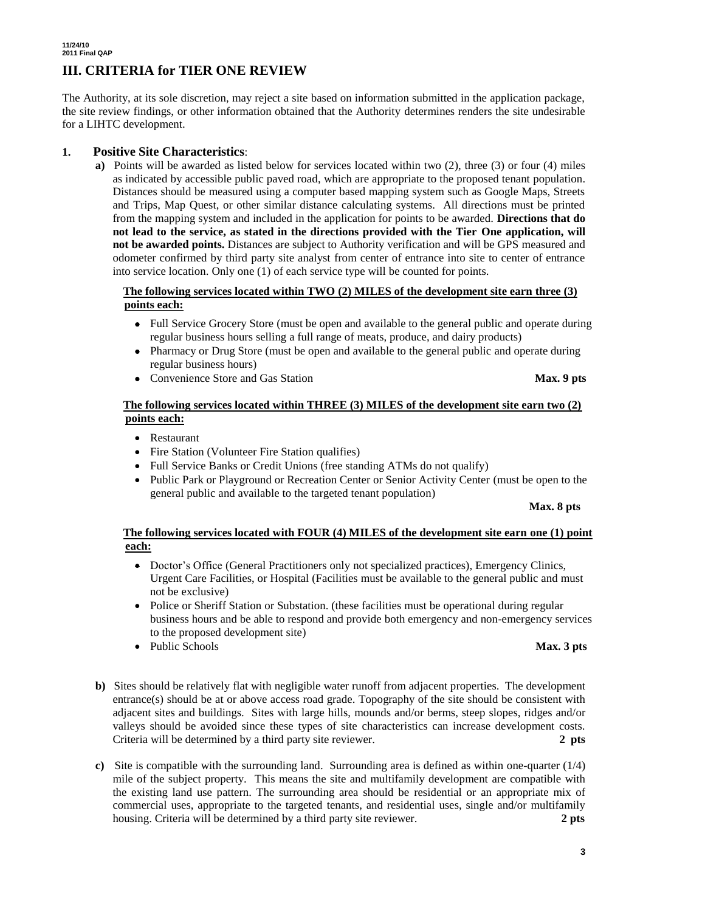# III. CRITERIA for TIER ONE REVIEW

The Authority, at its sole discretion, may reject a site based on information submitted in the application package, the site review findings, or other information obtained that the Authority determines renders the site undesirable for a LIHTC development.

## 1. Positive Site Characteristics:

**a)** Points will be awarded as listed below for services located within two (2), three (3) or four (4) miles as indicated by accessible public paved road, which are appropriate to the proposed tenant population. Distances should be measured using a computer based mapping system such as Google Maps, Streets and Trips, Map Quest, or other similar distance calculating systems. All directions must be printed from the mapping system and included in the application for points to be awarded. **Directions that do not lead to the service, as stated in the directions provided with the Tier One application, will not be awarded points.** Distances are subject to Authority verification and will be GPS measured and odometer confirmed by third party site analyst from center of entrance into site to center of entrance into service location. Only one (1) of each service type will be counted for points.

**The following services located within TWO (2) MILES of the development site earn three (3) points each:**

- Full Service Grocery Store (must be open and available to the general public and operate during regular business hours selling a full range of meats, produce, and dairy products)
- Pharmacy or Drug Store (must be open and available to the general public and operate during regular business hours)
- Convenience Store and Gas Station **Max. 9 pts**

**The following services located within THREE (3) MILES of the development site earn two (2) points each:**

- Restaurant
- Fire Station (Volunteer Fire Station qualifies)
- Full Service Banks or Credit Unions (free standing ATMs do not qualify)
- Public Park or Playground or Recreation Center or Senior Activity Center (must be open to the general public and available to the targeted tenant population)

**Max. 8 pts**

**The following services located with FOUR (4) MILES of the development site earn one (1) point each:**

- Doctor's Office (General Practitioners only not specialized practices), Emergency Clinics, Urgent Care Facilities, or Hospital (Facilities must be available to the general public and must not be exclusive)
- Police or Sheriff Station or Substation. (these facilities must be operational during regular business hours and be able to respond and provide both emergency and non-emergency services to the proposed development site)
- Public Schools **Max. 3 pts**

**b)** Sites should be relatively flat with negligible water runoff from adjacent properties. The development entrance(s) should be at or above access road grade. Topography of the site should be consistent with adjacent sites and buildings. Sites with large hills, mounds and/or berms, steep slopes, ridges and/or valleys should be avoided since these types of site characteristics can increase development costs. Criteria will be determined by a third party site reviewer. **2 pts**

**c)** Site is compatible with the surrounding land. Surrounding area is defined as within one-quarter (1/4) mile of the subject property. This means the site and multifamily development are compatible with the existing land use pattern. The surrounding area should be residential or an appropriate mix of commercial uses, appropriate to the targeted tenants, and residential uses, single and/or multifamily housing. Criteria will be determined by a third party site reviewer. **2 pts**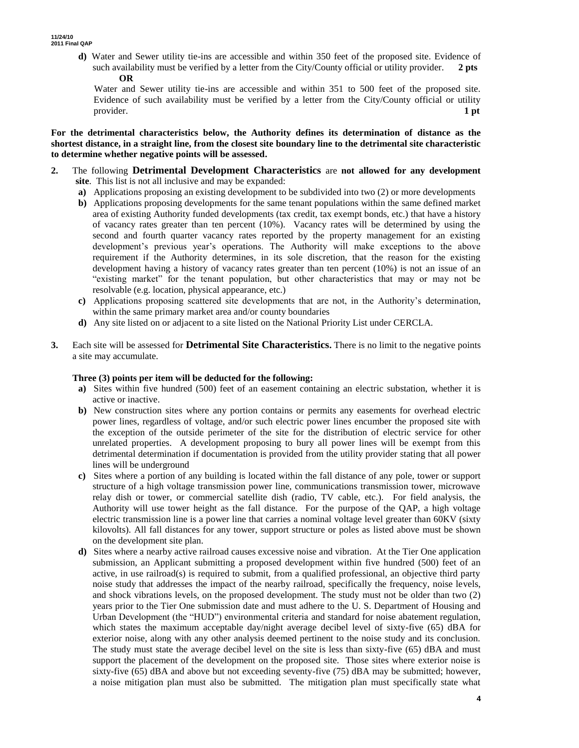**d)** Water and Sewer utility tie-ins are accessible and within 350 feet of the proposed site. Evidence of such availability must be verified by a letter from the City/County official or utility provider. **2 pts**

**OR**

Water and Sewer utility tie-ins are accessible and within 351 to 500 feet of the proposed site. Evidence of such availability must be verified by a letter from the City/County official or utility provider. **1 pt**

**For the detrimental characteristics below, the Authority defines its determination of distance as the shortest distance, in a straight line, from the closest site boundary line to the detrimental site characteristic to determine whether negative points will be assessed.**

**2.** The following **Detrimental Development Characteristics** are **not allowed for any development site**. This list is not all inclusive and may be expanded:

- **a)** Applications proposing an existing development to be subdivided into two (2) or more developments
- **b)** Applications proposing developments for the same tenant populations within the same defined market area of existing Authority funded developments (tax credit, tax exempt bonds, etc.) that have a history of vacancy rates greater than ten percent (10%). Vacancy rates will be determined by using the second and fourth quarter vacancy rates reported by the property management for an existing development's previous year's operations. The Authority will make exceptions to the above requirement if the Authority determines, in its sole discretion, that the reason for the existing development having a history of vacancy rates greater than ten percent (10%) is not an issue of an "existing market" for the tenant population, but other characteristics that may or may not be resolvable (e.g. location, physical appearance, etc.)
- **c)** Applications proposing scattered site developments that are not, in the Authority's determination, within the same primary market area and/or county boundaries
- **d)** Any site listed on or adjacent to a site listed on the National Priority List under CERCLA.

**3.** Each site will be assessed for **Detrimental Site Characteristics.** There is no limit to the negative points a site may accumulate.

**Three (3) points per item will be deducted for the following:**

- **a)** Sites within five hundred (500) feet of an easement containing an electric substation, whether it is active or inactive.
- **b)** New construction sites where any portion contains or permits any easements for overhead electric power lines, regardless of voltage, and/or such electric power lines encumber the proposed site with the exception of the outside perimeter of the site for the distribution of electric service for other unrelated properties. A development proposing to bury all power lines will be exempt from this detrimental determination if documentation is provided from the utility provider stating that all power lines will be underground
- **c)** Sites where a portion of any building is located within the fall distance of any pole, tower or support structure of a high voltage transmission power line, communications transmission tower, microwave relay dish or tower, or commercial satellite dish (radio, TV cable, etc.). For field analysis, the Authority will use tower height as the fall distance. For the purpose of the QAP, a high voltage electric transmission line is a power line that carries a nominal voltage level greater than 60KV (sixty kilovolts). All fall distances for any tower, support structure or poles as listed above must be shown on the development site plan.
- **d)** Sites where a nearby active railroad causes excessive noise and vibration. At the Tier One application submission, an Applicant submitting a proposed development within five hundred (500) feet of an active, in use railroad(s) is required to submit, from a qualified professional, an objective third party noise study that addresses the impact of the nearby railroad, specifically the frequency, noise levels, and shock vibrations levels, on the proposed development. The study must not be older than two (2) years prior to the Tier One submission date and must adhere to the U. S. Department of Housing and Urban Development (the "HUD") environmental criteria and standard for noise abatement regulation, which states the maximum acceptable day/night average decibel level of sixty-five (65) dBA for exterior noise, along with any other analysis deemed pertinent to the noise study and its conclusion. The study must state the average decibel level on the site is less than sixty-five (65) dBA and must support the placement of the development on the proposed site. Those sites where exterior noise is sixty-five (65) dBA and above but not exceeding seventy-five (75) dBA may be submitted; however, a noise mitigation plan must also be submitted. The mitigation plan must specifically state what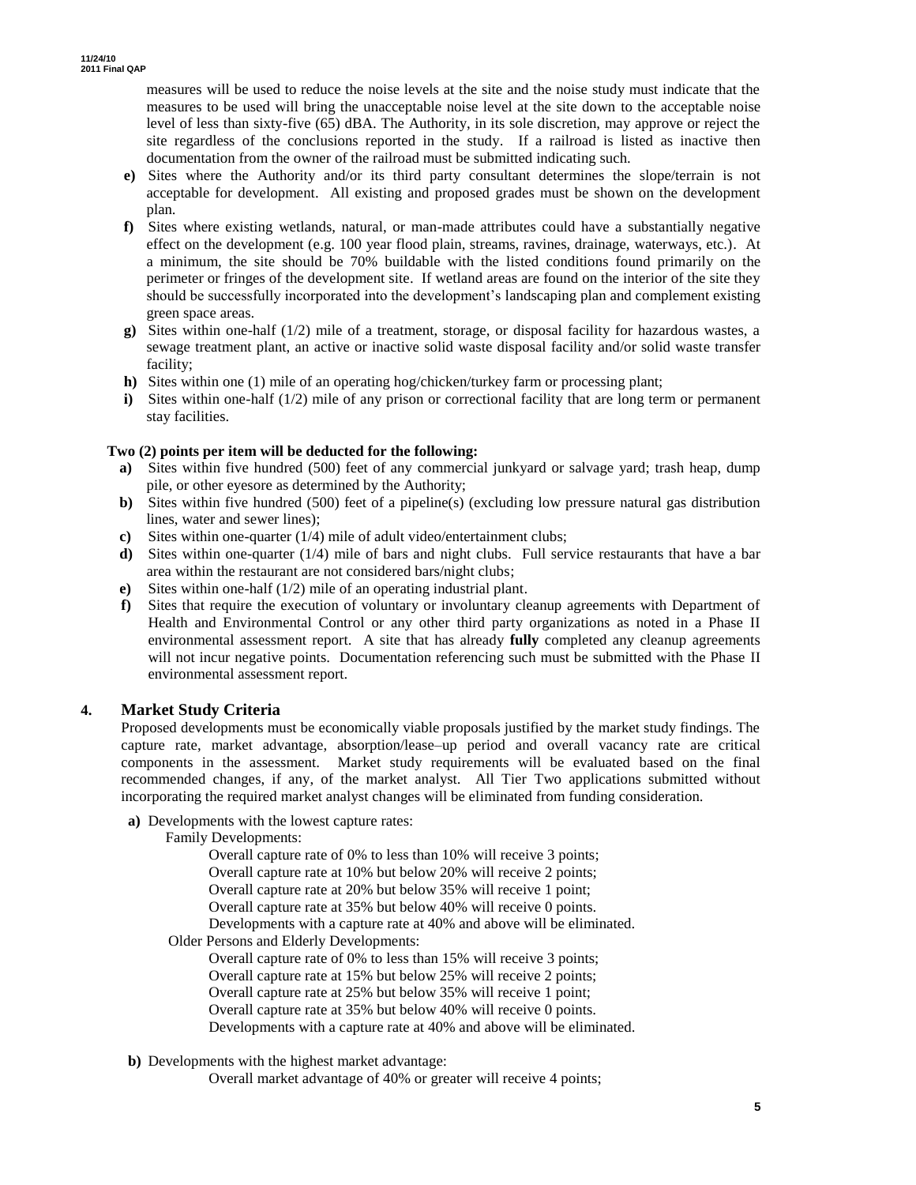measures will be used to reduce the noise levels at the site and the noise study must indicate that the measures to be used will bring the unacceptable noise level at the site down to the acceptable noise level of less than sixty-five (65) dBA. The Authority, in its sole discretion, may approve or reject the site regardless of the conclusions reported in the study. If a railroad is listed as inactive then documentation from the owner of the railroad must be submitted indicating such.

**e)** Sites where the Authority and/or its third party consultant determines the slope/terrain is not acceptable for development. All existing and proposed grades must be shown on the development plan.

**f)** Sites where existing wetlands, natural, or man-made attributes could have a substantially negative effect on the development (e.g. 100 year flood plain, streams, ravines, drainage, waterways, etc.). At a minimum, the site should be 70% buildable with the listed conditions found primarily on the perimeter or fringes of the development site. If wetland areas are found on the interior of the site they should be successfully incorporated into the development's landscaping plan and complement existing green space areas.

**g)** Sites within one-half (1/2) mile of a treatment, storage, or disposal facility for hazardous wastes, a sewage treatment plant, an active or inactive solid waste disposal facility and/or solid waste transfer facility;

**h)** Sites within one (1) mile of an operating hog/chicken/turkey farm or processing plant;

**i)** Sites within one-half (1/2) mile of any prison or correctional facility that are long term or permanent stay facilities.

**Two (2) points per item will be deducted for the following:**

**a)** Sites within five hundred (500) feet of any commercial junkyard or salvage yard; trash heap, dump pile, or other eyesore as determined by the Authority;

**b)** Sites within five hundred (500) feet of a pipeline(s) (excluding low pressure natural gas distribution lines, water and sewer lines);

**c)** Sites within one-quarter (1/4) mile of adult video/entertainment clubs;

**d)** Sites within one-quarter (1/4) mile of bars and night clubs. Full service restaurants that have a bar area within the restaurant are not considered bars/night clubs;

**e)** Sites within one-half (1/2) mile of an operating industrial plant.

**f)** Sites that require the execution of voluntary or involuntary cleanup agreements with Department of Health and Environmental Control or any other third party organizations as noted in a Phase II environmental assessment report. A site that has already **fully** completed any cleanup agreements will not incur negative points. Documentation referencing such must be submitted with the Phase II environmental assessment report.

## 4. Market Study Criteria

Proposed developments must be economically viable proposals justified by the market study findings. The capture rate, market advantage, absorption/lease–up period and overall vacancy rate are critical components in the assessment. Market study requirements will be evaluated based on the final recommended changes, if any, of the market analyst. All Tier Two applications submitted without incorporating the required market analyst changes will be eliminated from funding consideration.

**a)** Developments with the lowest capture rates:

Family Developments:

Overall capture rate of 0% to less than 10% will receive 3 points;
Overall capture rate at 10% but below 20% will receive 2 points;
Overall capture rate at 20% but below 35% will receive 1 point;
Overall capture rate at 35% but below 40% will receive 0 points.
Developments with a capture rate at 40% and above will be eliminated.

Older Persons and Elderly Developments:

Overall capture rate of 0% to less than 15% will receive 3 points;
Overall capture rate at 15% but below 25% will receive 2 points;
Overall capture rate at 25% but below 35% will receive 1 point;
Overall capture rate at 35% but below 40% will receive 0 points.
Developments with a capture rate at 40% and above will be eliminated.

**b)** Developments with the highest market advantage:

Overall market advantage of 40% or greater will receive 4 points;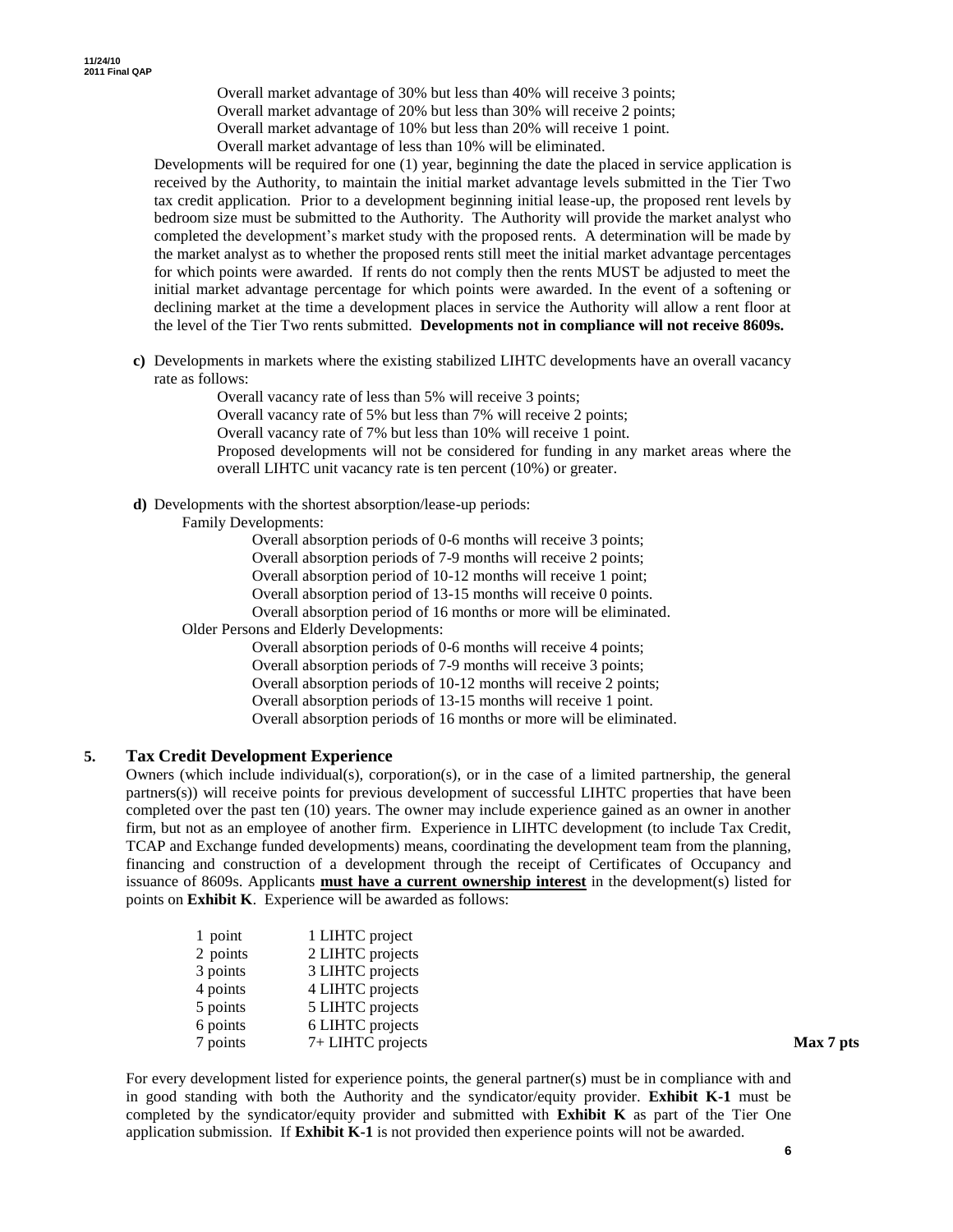Overall market advantage of 30% but less than 40% will receive 3 points;
Overall market advantage of 20% but less than 30% will receive 2 points;
Overall market advantage of 10% but less than 20% will receive 1 point.
Overall market advantage of less than 10% will be eliminated.

Developments will be required for one (1) year, beginning the date the placed in service application is received by the Authority, to maintain the initial market advantage levels submitted in the Tier Two tax credit application. Prior to a development beginning initial lease-up, the proposed rent levels by bedroom size must be submitted to the Authority. The Authority will provide the market analyst who completed the development's market study with the proposed rents. A determination will be made by the market analyst as to whether the proposed rents still meet the initial market advantage percentages for which points were awarded. If rents do not comply then the rents MUST be adjusted to meet the initial market advantage percentage for which points were awarded. In the event of a softening or declining market at the time a development places in service the Authority will allow a rent floor at the level of the Tier Two rents submitted. **Developments not in compliance will not receive 8609s.**

**c)** Developments in markets where the existing stabilized LIHTC developments have an overall vacancy rate as follows:

Overall vacancy rate of less than 5% will receive 3 points;
Overall vacancy rate of 5% but less than 7% will receive 2 points;
Overall vacancy rate of 7% but less than 10% will receive 1 point.
Proposed developments will not be considered for funding in any market areas where the overall LIHTC unit vacancy rate is ten percent (10%) or greater.

**d)** Developments with the shortest absorption/lease-up periods:

Family Developments:

Overall absorption periods of 0-6 months will receive 3 points;
Overall absorption periods of 7-9 months will receive 2 points;
Overall absorption period of 10-12 months will receive 1 point;
Overall absorption period of 13-15 months will receive 0 points.
Overall absorption period of 16 months or more will be eliminated.

Older Persons and Elderly Developments:

Overall absorption periods of 0-6 months will receive 4 points;
Overall absorption periods of 7-9 months will receive 3 points;
Overall absorption periods of 10-12 months will receive 2 points;
Overall absorption periods of 13-15 months will receive 1 point.
Overall absorption periods of 16 months or more will be eliminated.

## 5. Tax Credit Development Experience

Owners (which include individual(s), corporation(s), or in the case of a limited partnership, the general partners(s)) will receive points for previous development of successful LIHTC properties that have been completed over the past ten (10) years. The owner may include experience gained as an owner in another firm, but not as an employee of another firm. Experience in LIHTC development (to include Tax Credit, TCAP and Exchange funded developments) means, coordinating the development team from the planning, financing and construction of a development through the receipt of Certificates of Occupancy and issuance of 8609s. Applicants **must have a current ownership interest** in the development(s) listed for points on **Exhibit K**. Experience will be awarded as follows:

| Points | Projects |
|---|---|
| 1 point | 1 LIHTC project |
| 2 points | 2 LIHTC projects |
| 3 points | 3 LIHTC projects |
| 4 points | 4 LIHTC projects |
| 5 points | 5 LIHTC projects |
| 6 points | 6 LIHTC projects |
| 7 points | 7+ LIHTC projects |

**Max 7 pts**

For every development listed for experience points, the general partner(s) must be in compliance with and in good standing with both the Authority and the syndicator/equity provider. **Exhibit K-1** must be completed by the syndicator/equity provider and submitted with **Exhibit K** as part of the Tier One application submission. If **Exhibit K-1** is not provided then experience points will not be awarded.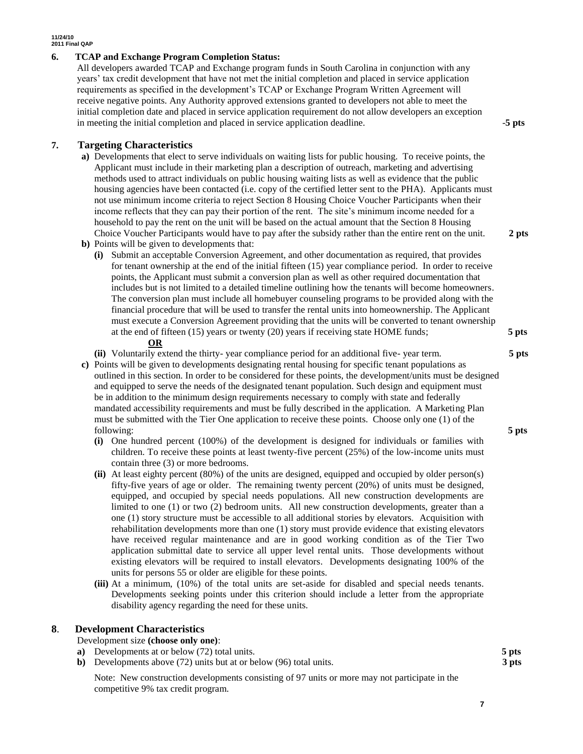**6. TCAP and Exchange Program Completion Status:**

All developers awarded TCAP and Exchange program funds in South Carolina in conjunction with any years' tax credit development that have not met the initial completion and placed in service application requirements as specified in the development's TCAP or Exchange Program Written Agreement will receive negative points. Any Authority approved extensions granted to developers not able to meet the initial completion date and placed in service application requirement do not allow developers an exception in meeting the initial completion and placed in service application deadline. **-5 pts**

**7. Targeting Characteristics**

**a)** Developments that elect to serve individuals on waiting lists for public housing. To receive points, the Applicant must include in their marketing plan a description of outreach, marketing and advertising methods used to attract individuals on public housing waiting lists as well as evidence that the public housing agencies have been contacted (i.e. copy of the certified letter sent to the PHA). Applicants must not use minimum income criteria to reject Section 8 Housing Choice Voucher Participants when their income reflects that they can pay their portion of the rent. The site's minimum income needed for a household to pay the rent on the unit will be based on the actual amount that the Section 8 Housing Choice Voucher Participants would have to pay after the subsidy rather than the entire rent on the unit. **2 pts**

**b)** Points will be given to developments that:

**(i)** Submit an acceptable Conversion Agreement, and other documentation as required, that provides for tenant ownership at the end of the initial fifteen (15) year compliance period. In order to receive points, the Applicant must submit a conversion plan as well as other required documentation that includes but is not limited to a detailed timeline outlining how the tenants will become homeowners. The conversion plan must include all homebuyer counseling programs to be provided along with the financial procedure that will be used to transfer the rental units into homeownership. The Applicant must execute a Conversion Agreement providing that the units will be converted to tenant ownership at the end of fifteen (15) years or twenty (20) years if receiving state HOME funds; **5 pts**

**OR**

**(ii)** Voluntarily extend the thirty- year compliance period for an additional five- year term. **5 pts**

**c)** Points will be given to developments designating rental housing for specific tenant populations as outlined in this section. In order to be considered for these points, the development/units must be designed and equipped to serve the needs of the designated tenant population. Such design and equipment must be in addition to the minimum design requirements necessary to comply with state and federally mandated accessibility requirements and must be fully described in the application. A Marketing Plan must be submitted with the Tier One application to receive these points. Choose only one (1) of the following: **5 pts**

**(i)** One hundred percent (100%) of the development is designed for individuals or families with children. To receive these points at least twenty-five percent (25%) of the low-income units must contain three (3) or more bedrooms.

**(ii)** At least eighty percent (80%) of the units are designed, equipped and occupied by older person(s) fifty-five years of age or older. The remaining twenty percent (20%) of units must be designed, equipped, and occupied by special needs populations. All new construction developments are limited to one (1) or two (2) bedroom units. All new construction developments, greater than a one (1) story structure must be accessible to all additional stories by elevators. Acquisition with rehabilitation developments more than one (1) story must provide evidence that existing elevators have received regular maintenance and are in good working condition as of the Tier Two application submittal date to service all upper level rental units. Those developments without existing elevators will be required to install elevators. Developments designating 100% of the units for persons 55 or older are eligible for these points.

**(iii)** At a minimum, (10%) of the total units are set-aside for disabled and special needs tenants. Developments seeking points under this criterion should include a letter from the appropriate disability agency regarding the need for these units.

**8. Development Characteristics**

Development size **(choose only one)**:

**a)** Developments at or below (72) total units. **5 pts**

**b)** Developments above (72) units but at or below (96) total units. **3 pts**

Note: New construction developments consisting of 97 units or more may not participate in the competitive 9% tax credit program.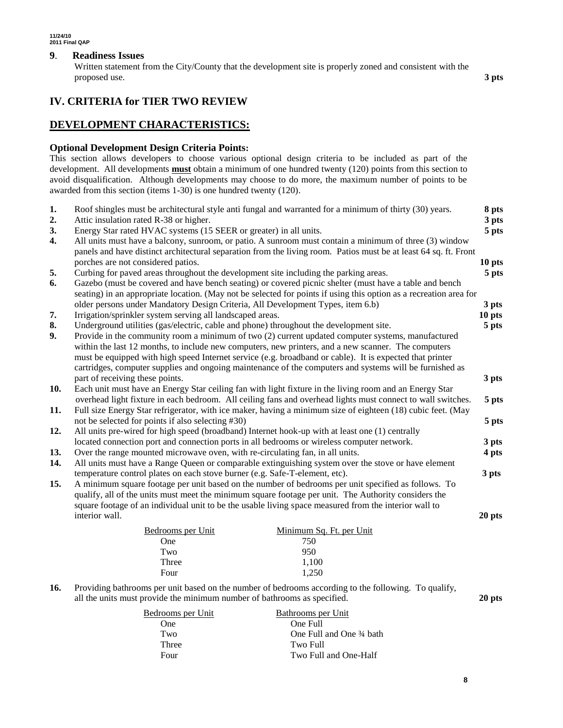**9**. **Readiness Issues**

Written statement from the City/County that the development site is properly zoned and consistent with the proposed use. **3 pts**

## IV. CRITERIA for TIER TWO REVIEW

## DEVELOPMENT CHARACTERISTICS:

### Optional Development Design Criteria Points:

This section allows developers to choose various optional design criteria to be included as part of the development. All developments **must** obtain a minimum of one hundred twenty (120) points from this section to avoid disqualification. Although developments may choose to do more, the maximum number of points to be awarded from this section (items 1-30) is one hundred twenty (120).

1. Roof shingles must be architectural style anti fungal and warranted for a minimum of thirty (30) years. **8 pts**
2. Attic insulation rated R-38 or higher. **3 pts**
3. Energy Star rated HVAC systems (15 SEER or greater) in all units. **5 pts**
4. All units must have a balcony, sunroom, or patio. A sunroom must contain a minimum of three (3) window panels and have distinct architectural separation from the living room. Patios must be at least 64 sq. ft. Front porches are not considered patios. **10 pts**
5. Curbing for paved areas throughout the development site including the parking areas. **5 pts**
6. Gazebo (must be covered and have bench seating) or covered picnic shelter (must have a table and bench seating) in an appropriate location. (May not be selected for points if using this option as a recreation area for older persons under Mandatory Design Criteria, All Development Types, item 6.b) **3 pts**
7. Irrigation/sprinkler system serving all landscaped areas. **10 pts**
8. Underground utilities (gas/electric, cable and phone) throughout the development site. **5 pts**
9. Provide in the community room a minimum of two (2) current updated computer systems, manufactured within the last 12 months, to include new computers, new printers, and a new scanner. The computers must be equipped with high speed Internet service (e.g. broadband or cable). It is expected that printer cartridges, computer supplies and ongoing maintenance of the computers and systems will be furnished as part of receiving these points. **3 pts**
10. Each unit must have an Energy Star ceiling fan with light fixture in the living room and an Energy Star overhead light fixture in each bedroom. All ceiling fans and overhead lights must connect to wall switches. **5 pts**
11. Full size Energy Star refrigerator, with ice maker, having a minimum size of eighteen (18) cubic feet. (May not be selected for points if also selecting #30) **5 pts**
12. All units pre-wired for high speed (broadband) Internet hook-up with at least one (1) centrally located connection port and connection ports in all bedrooms or wireless computer network. **3 pts**
13. Over the range mounted microwave oven, with re-circulating fan, in all units. **4 pts**
14. All units must have a Range Queen or comparable extinguishing system over the stove or have element temperature control plates on each stove burner (e.g. Safe-T-element, etc). **3 pts**
15. A minimum square footage per unit based on the number of bedrooms per unit specified as follows. To qualify, all of the units must meet the minimum square footage per unit. The Authority considers the square footage of an individual unit to be the usable living space measured from the interior wall to interior wall. **20 pts**

| Bedrooms per Unit | Minimum Sq. Ft. per Unit |
|---|---|
| One | 750 |
| Two | 950 |
| Three | 1,100 |
| Four | 1,250 |

16. Providing bathrooms per unit based on the number of bedrooms according to the following. To qualify, all the units must provide the minimum number of bathrooms as specified. **20 pts**

| Bedrooms per Unit | Bathrooms per Unit |
|---|---|
| One | One Full |
| Two | One Full and One ¾ bath |
| Three | Two Full |
| Four | Two Full and One-Half |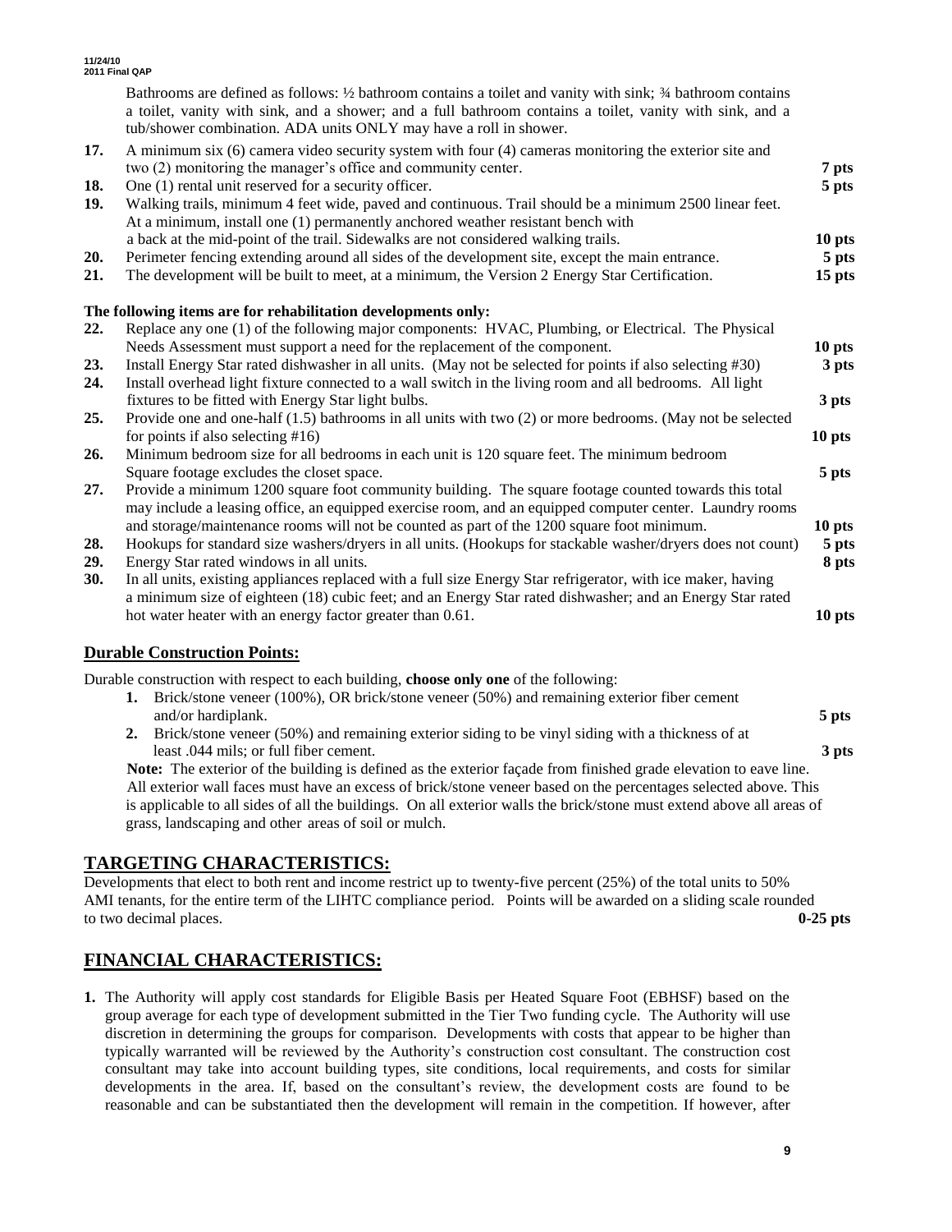Bathrooms are defined as follows: ½ bathroom contains a toilet and vanity with sink; ¾ bathroom contains a toilet, vanity with sink, and a shower; and a full bathroom contains a toilet, vanity with sink, and a tub/shower combination. ADA units ONLY may have a roll in shower.

17. A minimum six (6) camera video security system with four (4) cameras monitoring the exterior site and two (2) monitoring the manager's office and community center. **7 pts**
18. One (1) rental unit reserved for a security officer. **5 pts**
19. Walking trails, minimum 4 feet wide, paved and continuous. Trail should be a minimum 2500 linear feet. At a minimum, install one (1) permanently anchored weather resistant bench with a back at the mid-point of the trail. Sidewalks are not considered walking trails. **10 pts**
20. Perimeter fencing extending around all sides of the development site, except the main entrance. **5 pts**
21. The development will be built to meet, at a minimum, the Version 2 Energy Star Certification. **15 pts**

**The following items are for rehabilitation developments only:**

22. Replace any one (1) of the following major components: HVAC, Plumbing, or Electrical. The Physical Needs Assessment must support a need for the replacement of the component. **10 pts**
23. Install Energy Star rated dishwasher in all units. (May not be selected for points if also selecting #30) **3 pts**
24. Install overhead light fixture connected to a wall switch in the living room and all bedrooms. All light fixtures to be fitted with Energy Star light bulbs. **3 pts**
25. Provide one and one-half (1.5) bathrooms in all units with two (2) or more bedrooms. (May not be selected for points if also selecting #16) **10 pts**
26. Minimum bedroom size for all bedrooms in each unit is 120 square feet. The minimum bedroom Square footage excludes the closet space. **5 pts**
27. Provide a minimum 1200 square foot community building. The square footage counted towards this total may include a leasing office, an equipped exercise room, and an equipped computer center. Laundry rooms and storage/maintenance rooms will not be counted as part of the 1200 square foot minimum. **10 pts**
28. Hookups for standard size washers/dryers in all units. (Hookups for stackable washer/dryers does not count) **5 pts**
29. Energy Star rated windows in all units. **8 pts**
30. In all units, existing appliances replaced with a full size Energy Star refrigerator, with ice maker, having a minimum size of eighteen (18) cubic feet; and an Energy Star rated dishwasher; and an Energy Star rated hot water heater with an energy factor greater than 0.61. **10 pts**

### Durable Construction Points:

Durable construction with respect to each building, **choose only one** of the following:

1. Brick/stone veneer (100%), OR brick/stone veneer (50%) and remaining exterior fiber cement and/or hardiplank. **5 pts**
2. Brick/stone veneer (50%) and remaining exterior siding to be vinyl siding with a thickness of at least .044 mils; or full fiber cement. **3 pts**

**Note:** The exterior of the building is defined as the exterior façade from finished grade elevation to eave line. All exterior wall faces must have an excess of brick/stone veneer based on the percentages selected above. This is applicable to all sides of all the buildings. On all exterior walls the brick/stone must extend above all areas of grass, landscaping and other areas of soil or mulch.

## TARGETING CHARACTERISTICS:

Developments that elect to both rent and income restrict up to twenty-five percent (25%) of the total units to 50% AMI tenants, for the entire term of the LIHTC compliance period. Points will be awarded on a sliding scale rounded to two decimal places. **0-25 pts**

## FINANCIAL CHARACTERISTICS:

1. The Authority will apply cost standards for Eligible Basis per Heated Square Foot (EBHSF) based on the group average for each type of development submitted in the Tier Two funding cycle. The Authority will use discretion in determining the groups for comparison. Developments with costs that appear to be higher than typically warranted will be reviewed by the Authority's construction cost consultant. The construction cost consultant may take into account building types, site conditions, local requirements, and costs for similar developments in the area. If, based on the consultant's review, the development costs are found to be reasonable and can be substantiated then the development will remain in the competition. If however, after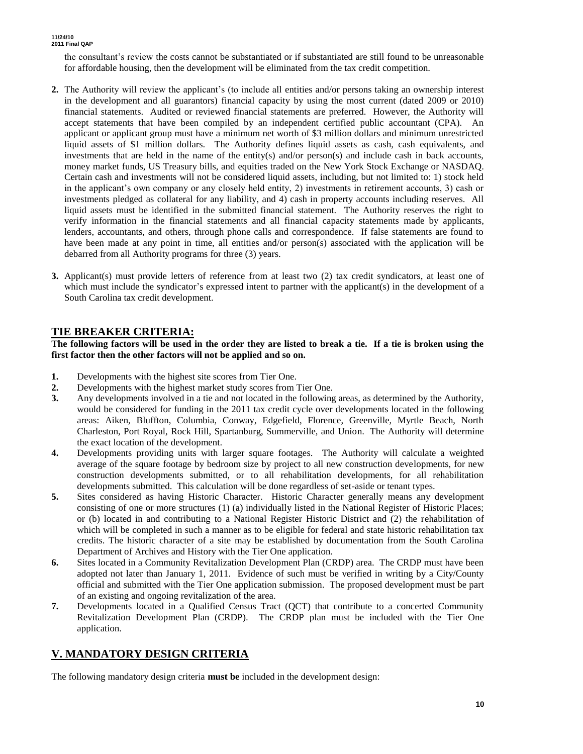the consultant's review the costs cannot be substantiated or if substantiated are still found to be unreasonable for affordable housing, then the development will be eliminated from the tax credit competition.

2. The Authority will review the applicant's (to include all entities and/or persons taking an ownership interest in the development and all guarantors) financial capacity by using the most current (dated 2009 or 2010) financial statements. Audited or reviewed financial statements are preferred. However, the Authority will accept statements that have been compiled by an independent certified public accountant (CPA). An applicant or applicant group must have a minimum net worth of $3 million dollars and minimum unrestricted liquid assets of $1 million dollars. The Authority defines liquid assets as cash, cash equivalents, and investments that are held in the name of the entity(s) and/or person(s) and include cash in back accounts, money market funds, US Treasury bills, and equities traded on the New York Stock Exchange or NASDAQ. Certain cash and investments will not be considered liquid assets, including, but not limited to: 1) stock held in the applicant's own company or any closely held entity, 2) investments in retirement accounts, 3) cash or investments pledged as collateral for any liability, and 4) cash in property accounts including reserves. All liquid assets must be identified in the submitted financial statement. The Authority reserves the right to verify information in the financial statements and all financial capacity statements made by applicants, lenders, accountants, and others, through phone calls and correspondence. If false statements are found to have been made at any point in time, all entities and/or person(s) associated with the application will be debarred from all Authority programs for three (3) years.

3. Applicant(s) must provide letters of reference from at least two (2) tax credit syndicators, at least one of which must include the syndicator's expressed intent to partner with the applicant(s) in the development of a South Carolina tax credit development.

## TIE BREAKER CRITERIA:

**The following factors will be used in the order they are listed to break a tie. If a tie is broken using the first factor then the other factors will not be applied and so on.**

1. Developments with the highest site scores from Tier One.
2. Developments with the highest market study scores from Tier One.
3. Any developments involved in a tie and not located in the following areas, as determined by the Authority, would be considered for funding in the 2011 tax credit cycle over developments located in the following areas: Aiken, Bluffton, Columbia, Conway, Edgefield, Florence, Greenville, Myrtle Beach, North Charleston, Port Royal, Rock Hill, Spartanburg, Summerville, and Union. The Authority will determine the exact location of the development.
4. Developments providing units with larger square footages. The Authority will calculate a weighted average of the square footage by bedroom size by project to all new construction developments, for new construction developments submitted, or to all rehabilitation developments, for all rehabilitation developments submitted. This calculation will be done regardless of set-aside or tenant types.
5. Sites considered as having Historic Character. Historic Character generally means any development consisting of one or more structures (1) (a) individually listed in the National Register of Historic Places; or (b) located in and contributing to a National Register Historic District and (2) the rehabilitation of which will be completed in such a manner as to be eligible for federal and state historic rehabilitation tax credits. The historic character of a site may be established by documentation from the South Carolina Department of Archives and History with the Tier One application.
6. Sites located in a Community Revitalization Development Plan (CRDP) area. The CRDP must have been adopted not later than January 1, 2011. Evidence of such must be verified in writing by a City/County official and submitted with the Tier One application submission. The proposed development must be part of an existing and ongoing revitalization of the area.
7. Developments located in a Qualified Census Tract (QCT) that contribute to a concerted Community Revitalization Development Plan (CRDP). The CRDP plan must be included with the Tier One application.

## V. MANDATORY DESIGN CRITERIA

The following mandatory design criteria **must be** included in the development design: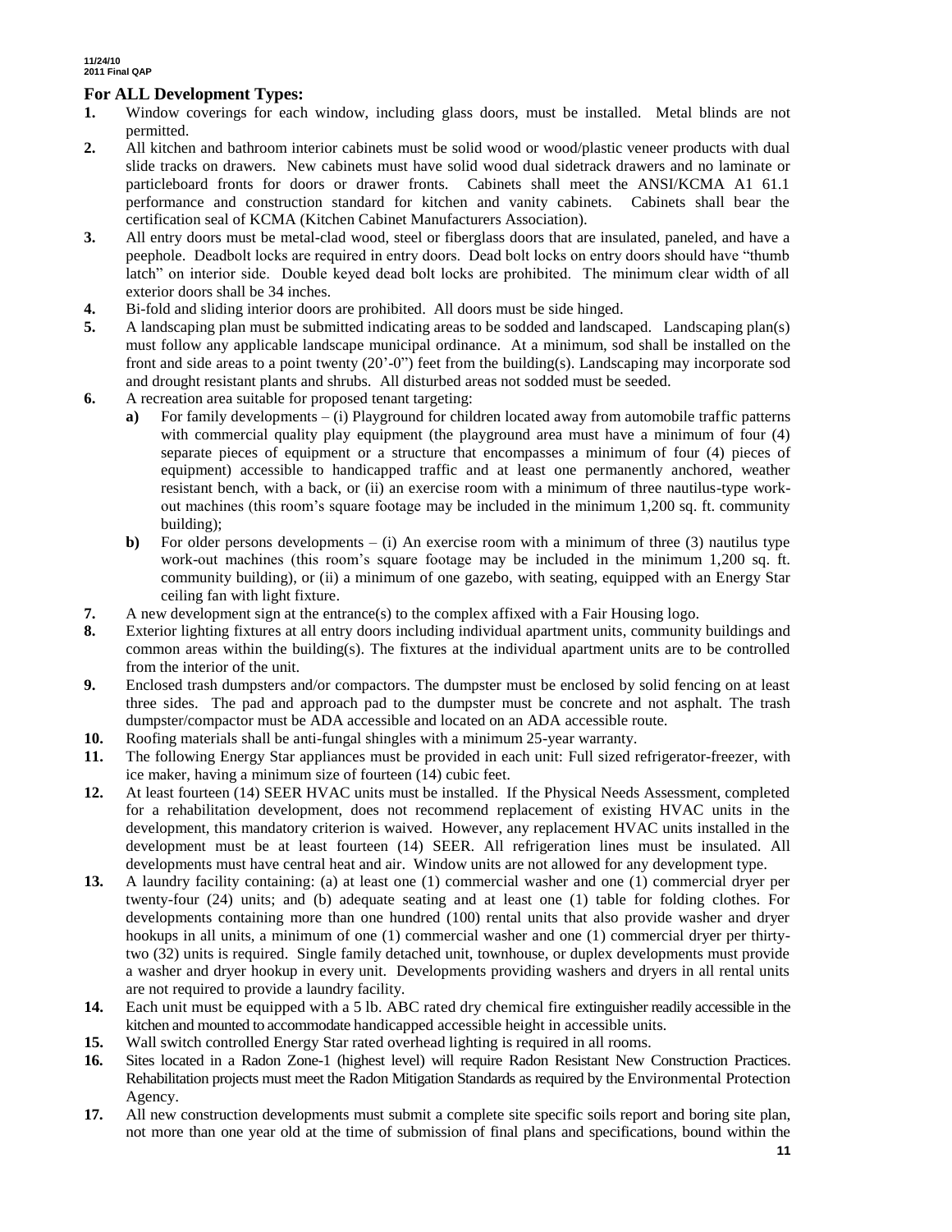## For ALL Development Types:

1. Window coverings for each window, including glass doors, must be installed. Metal blinds are not permitted.
2. All kitchen and bathroom interior cabinets must be solid wood or wood/plastic veneer products with dual slide tracks on drawers. New cabinets must have solid wood dual sidetrack drawers and no laminate or particleboard fronts for doors or drawer fronts. Cabinets shall meet the ANSI/KCMA A1 61.1 performance and construction standard for kitchen and vanity cabinets. Cabinets shall bear the certification seal of KCMA (Kitchen Cabinet Manufacturers Association).
3. All entry doors must be metal-clad wood, steel or fiberglass doors that are insulated, paneled, and have a peephole. Deadbolt locks are required in entry doors. Dead bolt locks on entry doors should have "thumb latch" on interior side. Double keyed dead bolt locks are prohibited. The minimum clear width of all exterior doors shall be 34 inches.
4. Bi-fold and sliding interior doors are prohibited. All doors must be side hinged.
5. A landscaping plan must be submitted indicating areas to be sodded and landscaped. Landscaping plan(s) must follow any applicable landscape municipal ordinance. At a minimum, sod shall be installed on the front and side areas to a point twenty (20'-0") feet from the building(s). Landscaping may incorporate sod and drought resistant plants and shrubs. All disturbed areas not sodded must be seeded.
6. A recreation area suitable for proposed tenant targeting:
   - **a)** For family developments – (i) Playground for children located away from automobile traffic patterns with commercial quality play equipment (the playground area must have a minimum of four (4) separate pieces of equipment or a structure that encompasses a minimum of four (4) pieces of equipment) accessible to handicapped traffic and at least one permanently anchored, weather resistant bench, with a back, or (ii) an exercise room with a minimum of three nautilus-type work-out machines (this room's square footage may be included in the minimum 1,200 sq. ft. community building);
   - **b)** For older persons developments – (i) An exercise room with a minimum of three (3) nautilus type work-out machines (this room's square footage may be included in the minimum 1,200 sq. ft. community building), or (ii) a minimum of one gazebo, with seating, equipped with an Energy Star ceiling fan with light fixture.
7. A new development sign at the entrance(s) to the complex affixed with a Fair Housing logo.
8. Exterior lighting fixtures at all entry doors including individual apartment units, community buildings and common areas within the building(s). The fixtures at the individual apartment units are to be controlled from the interior of the unit.
9. Enclosed trash dumpsters and/or compactors. The dumpster must be enclosed by solid fencing on at least three sides. The pad and approach pad to the dumpster must be concrete and not asphalt. The trash dumpster/compactor must be ADA accessible and located on an ADA accessible route.
10. Roofing materials shall be anti-fungal shingles with a minimum 25-year warranty.
11. The following Energy Star appliances must be provided in each unit: Full sized refrigerator-freezer, with ice maker, having a minimum size of fourteen (14) cubic feet.
12. At least fourteen (14) SEER HVAC units must be installed. If the Physical Needs Assessment, completed for a rehabilitation development, does not recommend replacement of existing HVAC units in the development, this mandatory criterion is waived. However, any replacement HVAC units installed in the development must be at least fourteen (14) SEER. All refrigeration lines must be insulated. All developments must have central heat and air. Window units are not allowed for any development type.
13. A laundry facility containing: (a) at least one (1) commercial washer and one (1) commercial dryer per twenty-four (24) units; and (b) adequate seating and at least one (1) table for folding clothes. For developments containing more than one hundred (100) rental units that also provide washer and dryer hookups in all units, a minimum of one (1) commercial washer and one (1) commercial dryer per thirty-two (32) units is required. Single family detached unit, townhouse, or duplex developments must provide a washer and dryer hookup in every unit. Developments providing washers and dryers in all rental units are not required to provide a laundry facility.
14. Each unit must be equipped with a 5 lb. ABC rated dry chemical fire extinguisher readily accessible in the kitchen and mounted to accommodate handicapped accessible height in accessible units.
15. Wall switch controlled Energy Star rated overhead lighting is required in all rooms.
16. Sites located in a Radon Zone-1 (highest level) will require Radon Resistant New Construction Practices. Rehabilitation projects must meet the Radon Mitigation Standards as required by the Environmental Protection Agency.
17. All new construction developments must submit a complete site specific soils report and boring site plan, not more than one year old at the time of submission of final plans and specifications, bound within the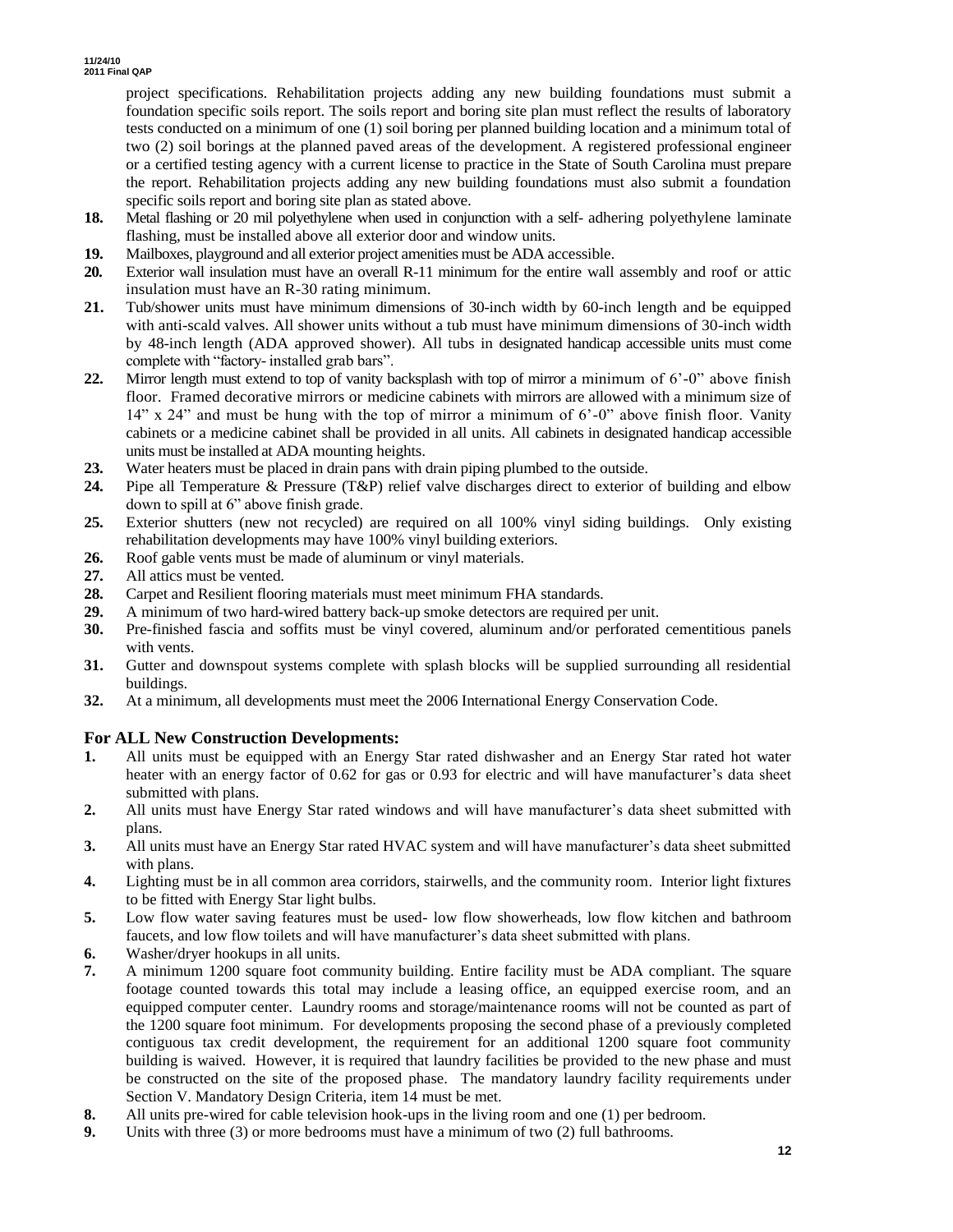project specifications. Rehabilitation projects adding any new building foundations must submit a foundation specific soils report. The soils report and boring site plan must reflect the results of laboratory tests conducted on a minimum of one (1) soil boring per planned building location and a minimum total of two (2) soil borings at the planned paved areas of the development. A registered professional engineer or a certified testing agency with a current license to practice in the State of South Carolina must prepare the report. Rehabilitation projects adding any new building foundations must also submit a foundation specific soils report and boring site plan as stated above.

**18.** Metal flashing or 20 mil polyethylene when used in conjunction with a self- adhering polyethylene laminate flashing, must be installed above all exterior door and window units.

**19.** Mailboxes, playground and all exterior project amenities must be ADA accessible.

**20.** Exterior wall insulation must have an overall R-11 minimum for the entire wall assembly and roof or attic insulation must have an R-30 rating minimum.

**21.** Tub/shower units must have minimum dimensions of 30-inch width by 60-inch length and be equipped with anti-scald valves. All shower units without a tub must have minimum dimensions of 30-inch width by 48-inch length (ADA approved shower). All tubs in designated handicap accessible units must come complete with "factory- installed grab bars".

**22.** Mirror length must extend to top of vanity backsplash with top of mirror a minimum of 6'-0" above finish floor. Framed decorative mirrors or medicine cabinets with mirrors are allowed with a minimum size of 14" x 24" and must be hung with the top of mirror a minimum of 6'-0" above finish floor. Vanity cabinets or a medicine cabinet shall be provided in all units. All cabinets in designated handicap accessible units must be installed at ADA mounting heights.

**23.** Water heaters must be placed in drain pans with drain piping plumbed to the outside.

**24.** Pipe all Temperature & Pressure (T&P) relief valve discharges direct to exterior of building and elbow down to spill at 6" above finish grade.

**25.** Exterior shutters (new not recycled) are required on all 100% vinyl siding buildings. Only existing rehabilitation developments may have 100% vinyl building exteriors.

**26.** Roof gable vents must be made of aluminum or vinyl materials.

**27.** All attics must be vented.

**28.** Carpet and Resilient flooring materials must meet minimum FHA standards.

**29.** A minimum of two hard-wired battery back-up smoke detectors are required per unit.

**30.** Pre-finished fascia and soffits must be vinyl covered, aluminum and/or perforated cementitious panels with vents.

**31.** Gutter and downspout systems complete with splash blocks will be supplied surrounding all residential buildings.

**32.** At a minimum, all developments must meet the 2006 International Energy Conservation Code.

## For ALL New Construction Developments:

**1.** All units must be equipped with an Energy Star rated dishwasher and an Energy Star rated hot water heater with an energy factor of 0.62 for gas or 0.93 for electric and will have manufacturer's data sheet submitted with plans.

**2.** All units must have Energy Star rated windows and will have manufacturer's data sheet submitted with plans.

**3.** All units must have an Energy Star rated HVAC system and will have manufacturer's data sheet submitted with plans.

**4.** Lighting must be in all common area corridors, stairwells, and the community room. Interior light fixtures to be fitted with Energy Star light bulbs.

**5.** Low flow water saving features must be used- low flow showerheads, low flow kitchen and bathroom faucets, and low flow toilets and will have manufacturer's data sheet submitted with plans.

**6.** Washer/dryer hookups in all units.

**7.** A minimum 1200 square foot community building. Entire facility must be ADA compliant. The square footage counted towards this total may include a leasing office, an equipped exercise room, and an equipped computer center. Laundry rooms and storage/maintenance rooms will not be counted as part of the 1200 square foot minimum. For developments proposing the second phase of a previously completed contiguous tax credit development, the requirement for an additional 1200 square foot community building is waived. However, it is required that laundry facilities be provided to the new phase and must be constructed on the site of the proposed phase. The mandatory laundry facility requirements under Section V. Mandatory Design Criteria, item 14 must be met.

**8.** All units pre-wired for cable television hook-ups in the living room and one (1) per bedroom.

**9.** Units with three (3) or more bedrooms must have a minimum of two (2) full bathrooms.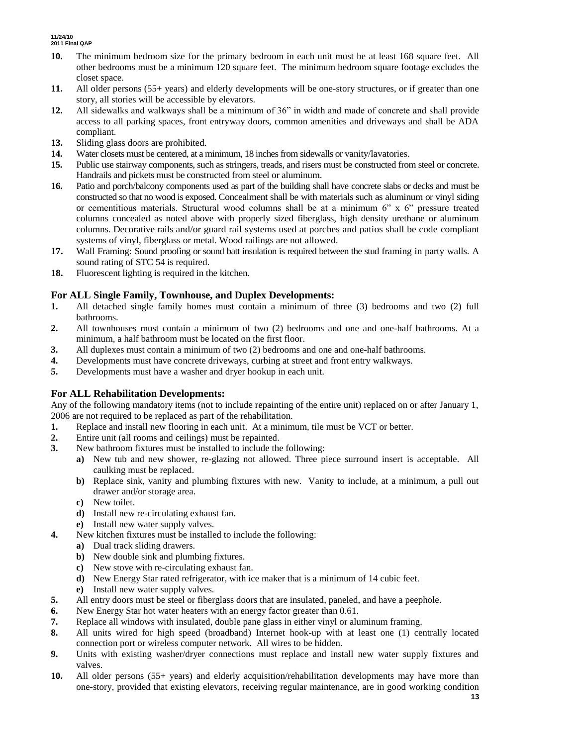10. The minimum bedroom size for the primary bedroom in each unit must be at least 168 square feet. All other bedrooms must be a minimum 120 square feet. The minimum bedroom square footage excludes the closet space.
11. All older persons (55+ years) and elderly developments will be one-story structures, or if greater than one story, all stories will be accessible by elevators.
12. All sidewalks and walkways shall be a minimum of 36" in width and made of concrete and shall provide access to all parking spaces, front entryway doors, common amenities and driveways and shall be ADA compliant.
13. Sliding glass doors are prohibited.
14. Water closets must be centered, at a minimum, 18 inches from sidewalls or vanity/lavatories.
15. Public use stairway components, such as stringers, treads, and risers must be constructed from steel or concrete. Handrails and pickets must be constructed from steel or aluminum.
16. Patio and porch/balcony components used as part of the building shall have concrete slabs or decks and must be constructed so that no wood is exposed. Concealment shall be with materials such as aluminum or vinyl siding or cementitious materials. Structural wood columns shall be at a minimum 6" x 6" pressure treated columns concealed as noted above with properly sized fiberglass, high density urethane or aluminum columns. Decorative rails and/or guard rail systems used at porches and patios shall be code compliant systems of vinyl, fiberglass or metal. Wood railings are not allowed.
17. Wall Framing: Sound proofing or sound batt insulation is required between the stud framing in party walls. A sound rating of STC 54 is required.
18. Fluorescent lighting is required in the kitchen.

### For ALL Single Family, Townhouse, and Duplex Developments:

1. All detached single family homes must contain a minimum of three (3) bedrooms and two (2) full bathrooms.
2. All townhouses must contain a minimum of two (2) bedrooms and one and one-half bathrooms. At a minimum, a half bathroom must be located on the first floor.
3. All duplexes must contain a minimum of two (2) bedrooms and one and one-half bathrooms.
4. Developments must have concrete driveways, curbing at street and front entry walkways.
5. Developments must have a washer and dryer hookup in each unit.

### For ALL Rehabilitation Developments:

Any of the following mandatory items (not to include repainting of the entire unit) replaced on or after January 1, 2006 are not required to be replaced as part of the rehabilitation.

1. Replace and install new flooring in each unit. At a minimum, tile must be VCT or better.
2. Entire unit (all rooms and ceilings) must be repainted.
3. New bathroom fixtures must be installed to include the following:
   - **a)** New tub and new shower, re-glazing not allowed. Three piece surround insert is acceptable. All caulking must be replaced.
   - **b)** Replace sink, vanity and plumbing fixtures with new. Vanity to include, at a minimum, a pull out drawer and/or storage area.
   - **c)** New toilet.
   - **d)** Install new re-circulating exhaust fan.
   - **e)** Install new water supply valves.
4. New kitchen fixtures must be installed to include the following:
   - **a)** Dual track sliding drawers.
   - **b)** New double sink and plumbing fixtures.
   - **c)** New stove with re-circulating exhaust fan.
   - **d)** New Energy Star rated refrigerator, with ice maker that is a minimum of 14 cubic feet.
   - **e)** Install new water supply valves.
5. All entry doors must be steel or fiberglass doors that are insulated, paneled, and have a peephole.
6. New Energy Star hot water heaters with an energy factor greater than 0.61.
7. Replace all windows with insulated, double pane glass in either vinyl or aluminum framing.
8. All units wired for high speed (broadband) Internet hook-up with at least one (1) centrally located connection port or wireless computer network. All wires to be hidden.
9. Units with existing washer/dryer connections must replace and install new water supply fixtures and valves.
10. All older persons (55+ years) and elderly acquisition/rehabilitation developments may have more than one-story, provided that existing elevators, receiving regular maintenance, are in good working condition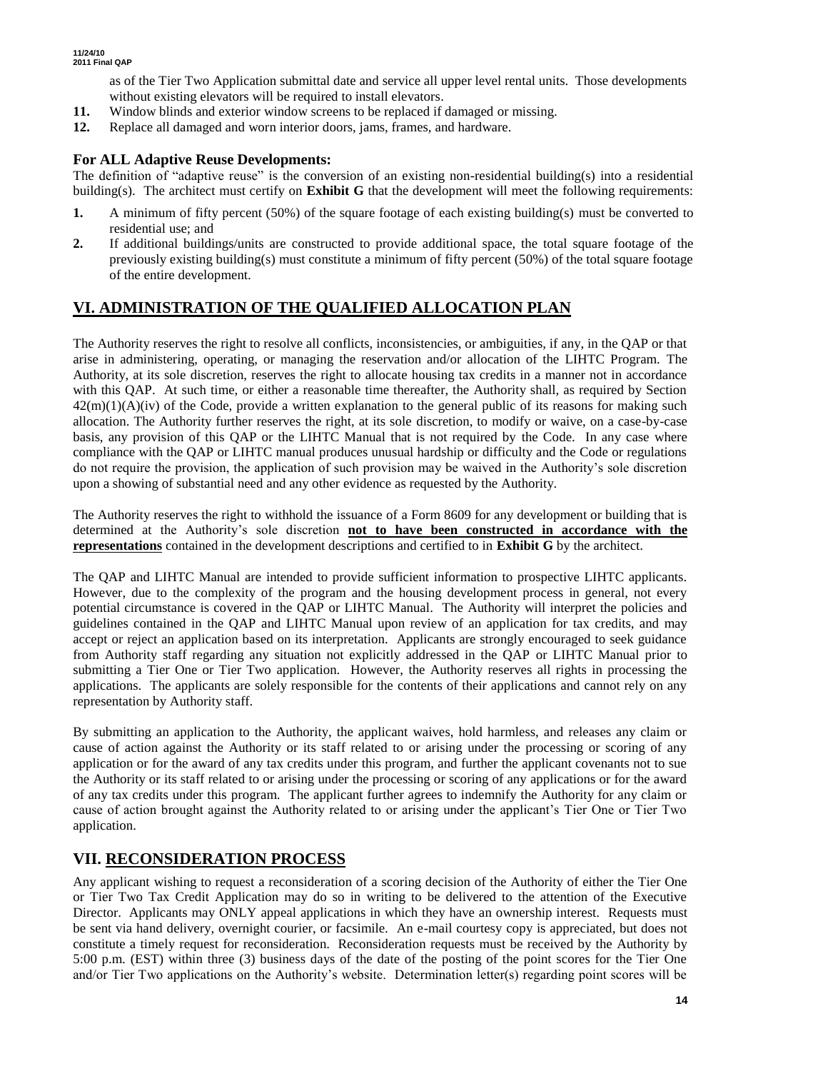as of the Tier Two Application submittal date and service all upper level rental units. Those developments without existing elevators will be required to install elevators.

11. Window blinds and exterior window screens to be replaced if damaged or missing.
12. Replace all damaged and worn interior doors, jams, frames, and hardware.

### For ALL Adaptive Reuse Developments:

The definition of "adaptive reuse" is the conversion of an existing non-residential building(s) into a residential building(s). The architect must certify on **Exhibit G** that the development will meet the following requirements:

1. A minimum of fifty percent (50%) of the square footage of each existing building(s) must be converted to residential use; and
2. If additional buildings/units are constructed to provide additional space, the total square footage of the previously existing building(s) must constitute a minimum of fifty percent (50%) of the total square footage of the entire development.

## VI. ADMINISTRATION OF THE QUALIFIED ALLOCATION PLAN

The Authority reserves the right to resolve all conflicts, inconsistencies, or ambiguities, if any, in the QAP or that arise in administering, operating, or managing the reservation and/or allocation of the LIHTC Program. The Authority, at its sole discretion, reserves the right to allocate housing tax credits in a manner not in accordance with this QAP. At such time, or either a reasonable time thereafter, the Authority shall, as required by Section 42(m)(1)(A)(iv) of the Code, provide a written explanation to the general public of its reasons for making such allocation. The Authority further reserves the right, at its sole discretion, to modify or waive, on a case-by-case basis, any provision of this QAP or the LIHTC Manual that is not required by the Code. In any case where compliance with the QAP or LIHTC manual produces unusual hardship or difficulty and the Code or regulations do not require the provision, the application of such provision may be waived in the Authority's sole discretion upon a showing of substantial need and any other evidence as requested by the Authority.

The Authority reserves the right to withhold the issuance of a Form 8609 for any development or building that is determined at the Authority's sole discretion **not to have been constructed in accordance with the representations** contained in the development descriptions and certified to in **Exhibit G** by the architect.

The QAP and LIHTC Manual are intended to provide sufficient information to prospective LIHTC applicants. However, due to the complexity of the program and the housing development process in general, not every potential circumstance is covered in the QAP or LIHTC Manual. The Authority will interpret the policies and guidelines contained in the QAP and LIHTC Manual upon review of an application for tax credits, and may accept or reject an application based on its interpretation. Applicants are strongly encouraged to seek guidance from Authority staff regarding any situation not explicitly addressed in the QAP or LIHTC Manual prior to submitting a Tier One or Tier Two application. However, the Authority reserves all rights in processing the applications. The applicants are solely responsible for the contents of their applications and cannot rely on any representation by Authority staff.

By submitting an application to the Authority, the applicant waives, hold harmless, and releases any claim or cause of action against the Authority or its staff related to or arising under the processing or scoring of any application or for the award of any tax credits under this program, and further the applicant covenants not to sue the Authority or its staff related to or arising under the processing or scoring of any applications or for the award of any tax credits under this program. The applicant further agrees to indemnify the Authority for any claim or cause of action brought against the Authority related to or arising under the applicant's Tier One or Tier Two application.

## VII. RECONSIDERATION PROCESS

Any applicant wishing to request a reconsideration of a scoring decision of the Authority of either the Tier One or Tier Two Tax Credit Application may do so in writing to be delivered to the attention of the Executive Director. Applicants may ONLY appeal applications in which they have an ownership interest. Requests must be sent via hand delivery, overnight courier, or facsimile. An e-mail courtesy copy is appreciated, but does not constitute a timely request for reconsideration. Reconsideration requests must be received by the Authority by 5:00 p.m. (EST) within three (3) business days of the date of the posting of the point scores for the Tier One and/or Tier Two applications on the Authority's website. Determination letter(s) regarding point scores will be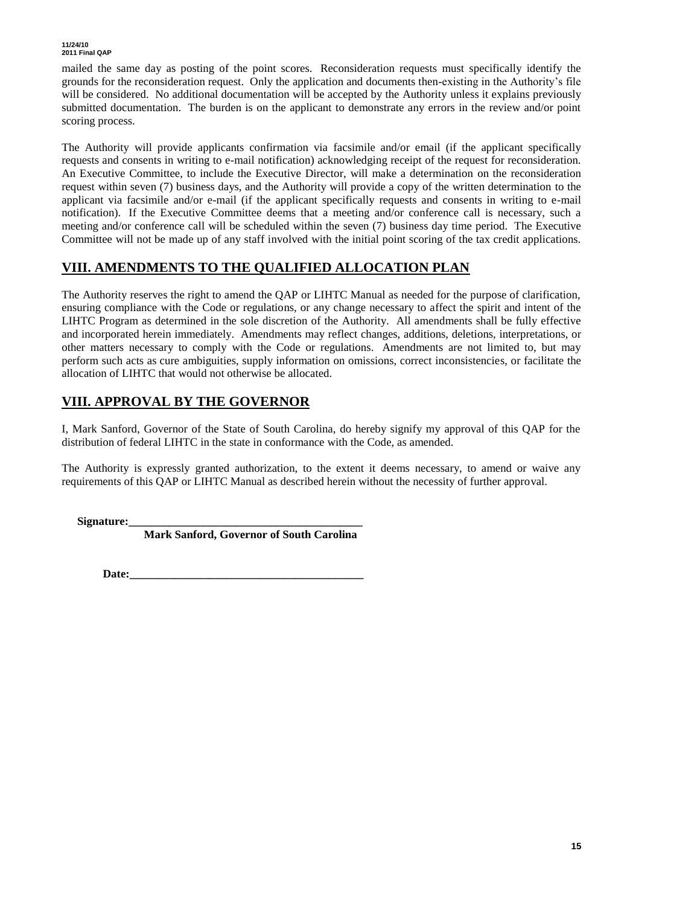mailed the same day as posting of the point scores. Reconsideration requests must specifically identify the grounds for the reconsideration request. Only the application and documents then-existing in the Authority's file will be considered. No additional documentation will be accepted by the Authority unless it explains previously submitted documentation. The burden is on the applicant to demonstrate any errors in the review and/or point scoring process.

The Authority will provide applicants confirmation via facsimile and/or email (if the applicant specifically requests and consents in writing to e-mail notification) acknowledging receipt of the request for reconsideration. An Executive Committee, to include the Executive Director, will make a determination on the reconsideration request within seven (7) business days, and the Authority will provide a copy of the written determination to the applicant via facsimile and/or e-mail (if the applicant specifically requests and consents in writing to e-mail notification). If the Executive Committee deems that a meeting and/or conference call is necessary, such a meeting and/or conference call will be scheduled within the seven (7) business day time period. The Executive Committee will not be made up of any staff involved with the initial point scoring of the tax credit applications.

## VIII. AMENDMENTS TO THE QUALIFIED ALLOCATION PLAN

The Authority reserves the right to amend the QAP or LIHTC Manual as needed for the purpose of clarification, ensuring compliance with the Code or regulations, or any change necessary to affect the spirit and intent of the LIHTC Program as determined in the sole discretion of the Authority. All amendments shall be fully effective and incorporated herein immediately. Amendments may reflect changes, additions, deletions, interpretations, or other matters necessary to comply with the Code or regulations. Amendments are not limited to, but may perform such acts as cure ambiguities, supply information on omissions, correct inconsistencies, or facilitate the allocation of LIHTC that would not otherwise be allocated.

## VIII. APPROVAL BY THE GOVERNOR

I, Mark Sanford, Governor of the State of South Carolina, do hereby signify my approval of this QAP for the distribution of federal LIHTC in the state in conformance with the Code, as amended.

The Authority is expressly granted authorization, to the extent it deems necessary, to amend or waive any requirements of this QAP or LIHTC Manual as described herein without the necessity of further approval.

**Signature:\_\_\_\_\_\_\_\_\_\_\_\_\_\_\_\_\_\_\_\_\_\_\_\_\_\_\_\_\_\_\_\_\_\_\_\_\_\_\_\_\_\_**

**Mark Sanford, Governor of South Carolina**

**Date:\_\_\_\_\_\_\_\_\_\_\_\_\_\_\_\_\_\_\_\_\_\_\_\_\_\_\_\_\_\_\_\_\_\_\_\_\_\_\_\_\_\_**